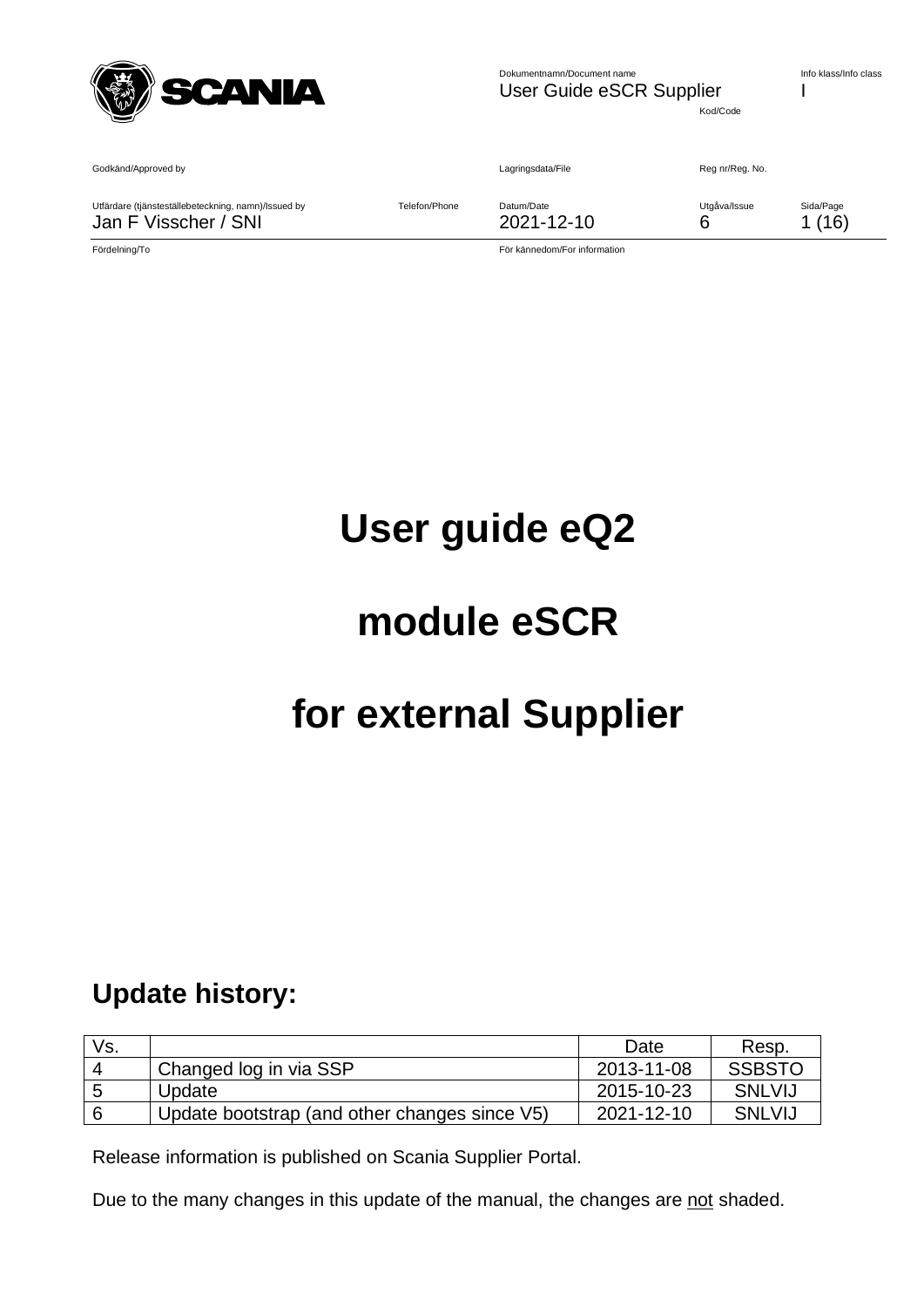| Dokumentnamn/Document name | | Info klass/Info class |
| --- | --- | --- |
| User Guide eSCR Supplier | Kod/Code | I |

| Godkänd/Approved by | | Lagringsdata/File | Reg nr/Reg. No. | |
| --- | --- | --- | --- | --- |
| **Utfärdare (tjänsteställebeteckning, namn)/Issued by** | **Telefon/Phone** | **Datum/Date** | **Utgåva/Issue** | **Sida/Page** |
| Jan F Visscher / SNI | | 2021-12-10 | 6 | 1 (16) |
| Fördelning/To | | För kännedom/For information | | |

# User guide eQ2

# module eSCR

# for external Supplier

## Update history:

| Vs. | | Date | Resp. |
| --- | --- | --- | --- |
| 4 | Changed log in via SSP | 2013-11-08 | SSBSTO |
| 5 | Update | 2015-10-23 | SNLVIJ |
| 6 | Update bootstrap (and other changes since V5) | 2021-12-10 | SNLVIJ |

Release information is published on Scania Supplier Portal.

Due to the many changes in this update of the manual, the changes are <u>not</u> shaded.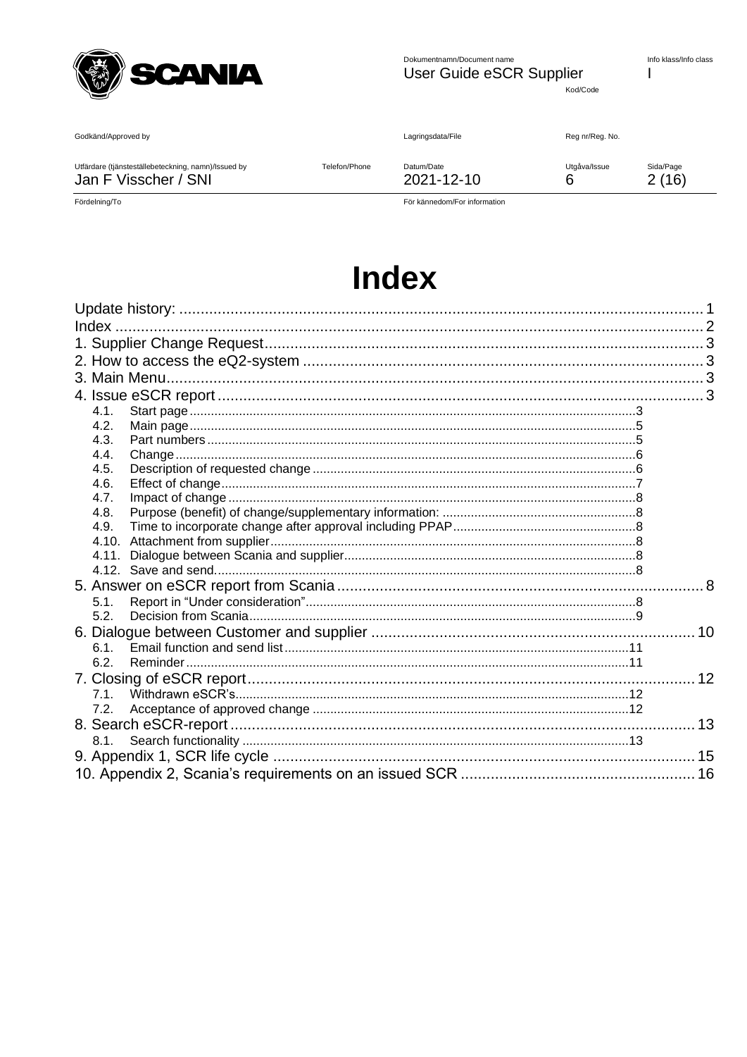# Index

Update history: 1
Index 2
1. Supplier Change Request 3
2. How to access the eQ2-system 3
3. Main Menu 3
4. Issue eSCR report 3
   - 4.1. Start page 3
   - 4.2. Main page 5
   - 4.3. Part numbers 5
   - 4.4. Change 6
   - 4.5. Description of requested change 6
   - 4.6. Effect of change 7
   - 4.7. Impact of change 8
   - 4.8. Purpose (benefit) of change/supplementary information: 8
   - 4.9. Time to incorporate change after approval including PPAP 8
   - 4.10. Attachment from supplier 8
   - 4.11. Dialogue between Scania and supplier 8
   - 4.12. Save and send 8
5. Answer on eSCR report from Scania 8
   - 5.1. Report in “Under consideration” 8
   - 5.2. Decision from Scania 9
6. Dialogue between Customer and supplier 10
   - 6.1. Email function and send list 11
   - 6.2. Reminder 11
7. Closing of eSCR report 12
   - 7.1. Withdrawn eSCR's 12
   - 7.2. Acceptance of approved change 12
8. Search eSCR-report 13
   - 8.1. Search functionality 13
9. Appendix 1, SCR life cycle 15
10. Appendix 2, Scania's requirements on an issued SCR 16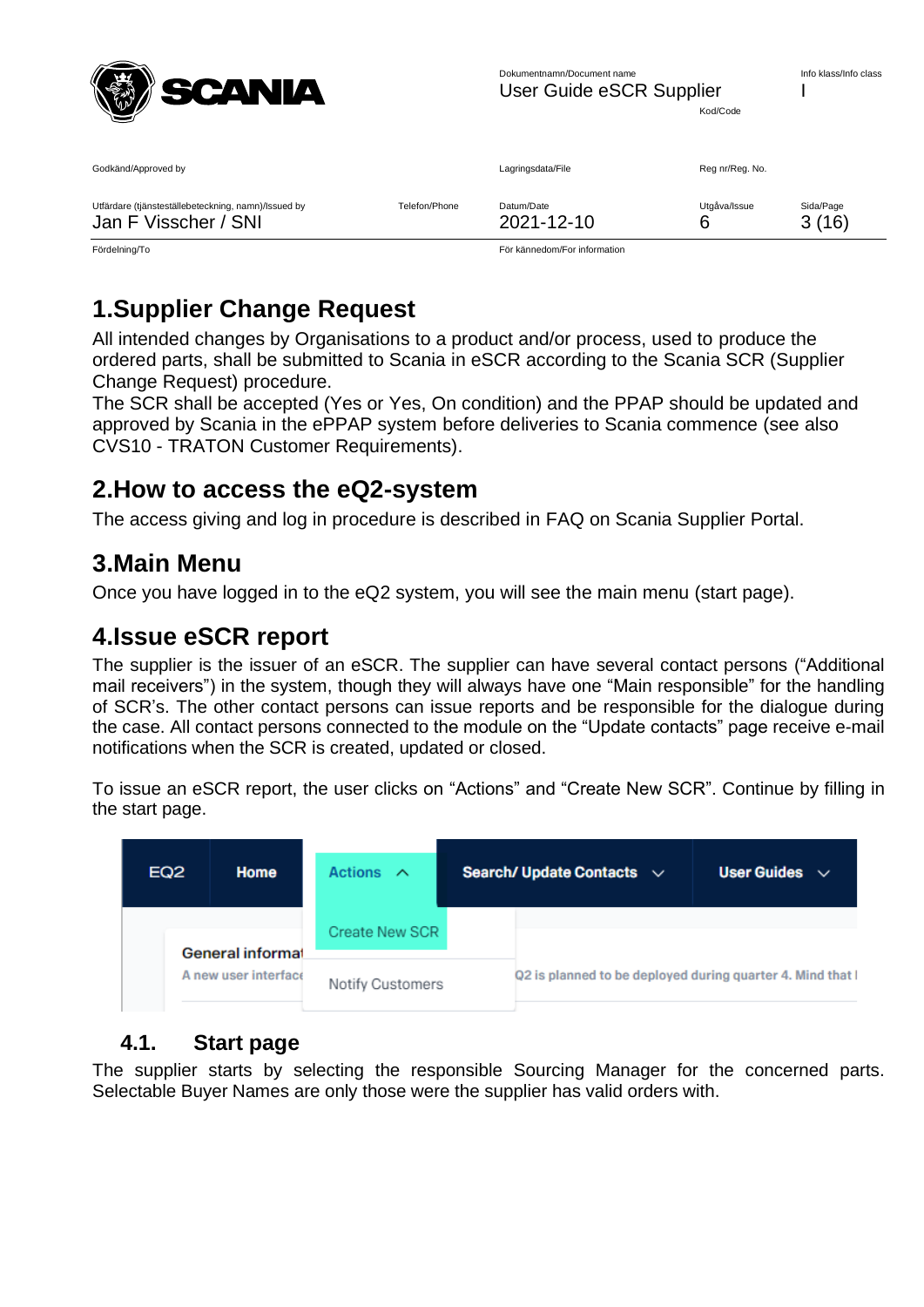# 1.Supplier Change Request

All intended changes by Organisations to a product and/or process, used to produce the ordered parts, shall be submitted to Scania in eSCR according to the Scania SCR (Supplier Change Request) procedure.
The SCR shall be accepted (Yes or Yes, On condition) and the PPAP should be updated and approved by Scania in the ePPAP system before deliveries to Scania commence (see also CVS10 - TRATON Customer Requirements).

# 2.How to access the eQ2-system

The access giving and log in procedure is described in FAQ on Scania Supplier Portal.

# 3.Main Menu

Once you have logged in to the eQ2 system, you will see the main menu (start page).

# 4.Issue eSCR report

The supplier is the issuer of an eSCR. The supplier can have several contact persons ("Additional mail receivers") in the system, though they will always have one "Main responsible" for the handling of SCR's. The other contact persons can issue reports and be responsible for the dialogue during the case. All contact persons connected to the module on the "Update contacts" page receive e-mail notifications when the SCR is created, updated or closed.

To issue an eSCR report, the user clicks on "Actions" and "Create New SCR". Continue by filling in the start page.

## 4.1. Start page

The supplier starts by selecting the responsible Sourcing Manager for the concerned parts. Selectable Buyer Names are only those were the supplier has valid orders with.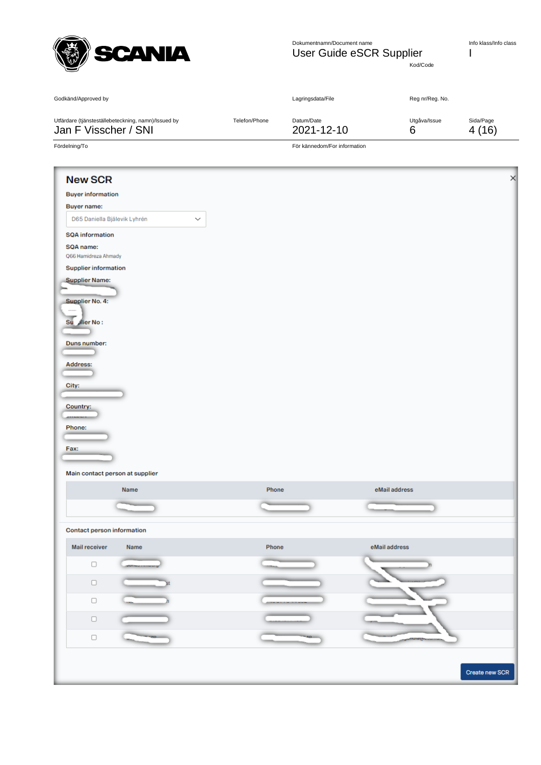# New SCR

**Buyer information**

**Buyer name:**

D65 Daniella Bjälevik Lyhrén

**SQA information**

**SQA name:**

Q66 Hamidreza Ahmady

**Supplier information**

**Supplier Name:**

**Supplier No. 4:**

**Supplier No :**

**Duns number:**

**Address:**

**City:**

**Country:**

**Phone:**

**Fax:**

**Main contact person at supplier**

| Name | Phone | eMail address |
|---|---|---|
| | | |

**Contact person information**

| Mail receiver | Name | Phone | eMail address |
|---|---|---|---|
| ☐ | | | |
| ☐ | | | |
| ☐ | | | |
| ☐ | | | |
| ☐ | | | |

Create new SCR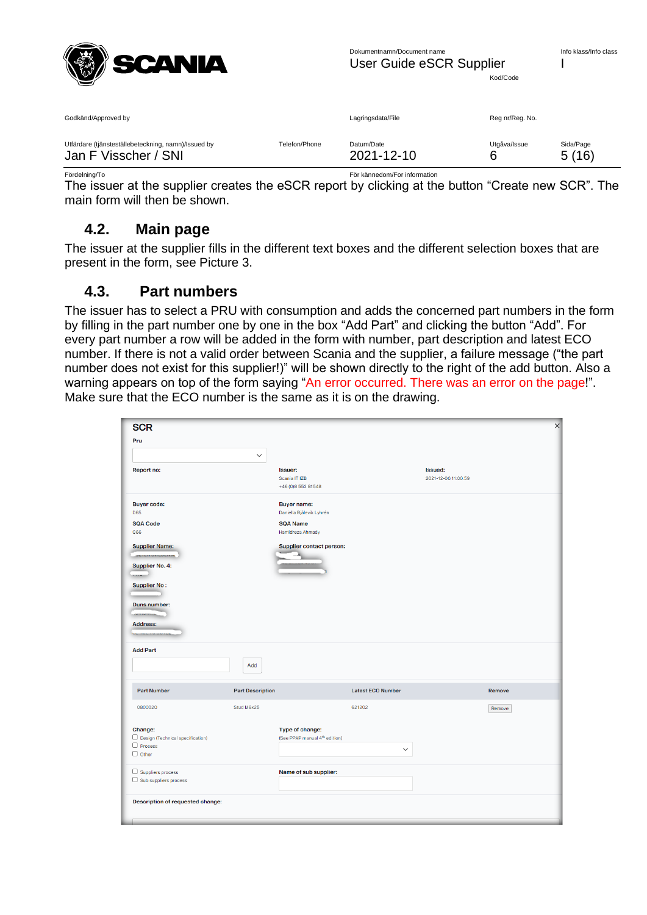The issuer at the supplier creates the eSCR report by clicking at the button “Create new SCR”. The main form will then be shown.

## 4.2. Main page

The issuer at the supplier fills in the different text boxes and the different selection boxes that are present in the form, see Picture 3.

## 4.3. Part numbers

The issuer has to select a PRU with consumption and adds the concerned part numbers in the form by filling in the part number one by one in the box “Add Part” and clicking the button “Add”. For every part number a row will be added in the form with number, part description and latest ECO number. If there is not a valid order between Scania and the supplier, a failure message (“the part number does not exist for this supplier!)” will be shown directly to the right of the add button. Also a warning appears on top of the form saying “An error occurred. There was an error on the page!”. Make sure that the ECO number is the same as it is on the drawing.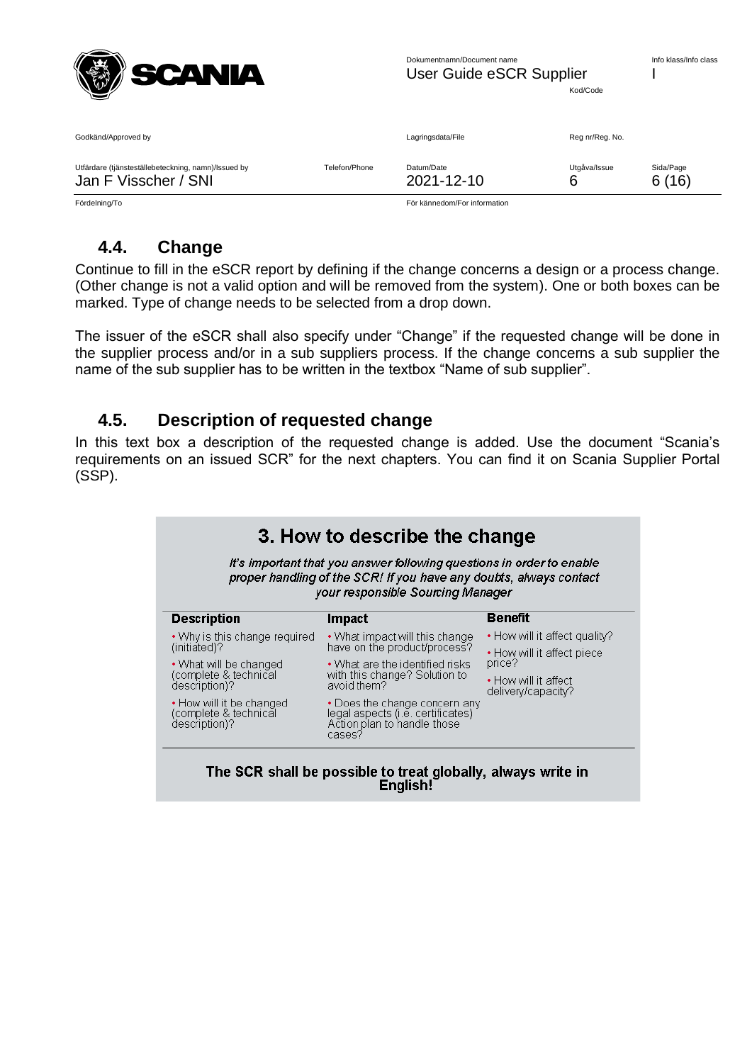### 4.4. Change

Continue to fill in the eSCR report by defining if the change concerns a design or a process change. (Other change is not a valid option and will be removed from the system). One or both boxes can be marked. Type of change needs to be selected from a drop down.

The issuer of the eSCR shall also specify under "Change" if the requested change will be done in the supplier process and/or in a sub suppliers process. If the change concerns a sub supplier the name of the sub supplier has to be written in the textbox "Name of sub supplier".

### 4.5. Description of requested change

In this text box a description of the requested change is added. Use the document "Scania's requirements on an issued SCR" for the next chapters. You can find it on Scania Supplier Portal (SSP).

**3. How to describe the change**

*It's important that you answer following questions in order to enable proper handling of the SCR! If you have any doubts, always contact your responsible Sourcing Manager*

| Description | Impact | Benefit |
|---|---|---|
| • Why is this change required (initiated)?<br>• What will be changed (complete & technical description)?<br>• How will it be changed (complete & technical description)? | • What impact will this change have on the product/process?<br>• What are the identified risks with this change? Solution to avoid them?<br>• Does the change concern any legal aspects (i.e. certificates) Action plan to handle those cases? | • How will it affect quality?<br>• How will it affect piece price?<br>• How will it affect delivery/capacity? |

**The SCR shall be possible to treat globally, always write in English!**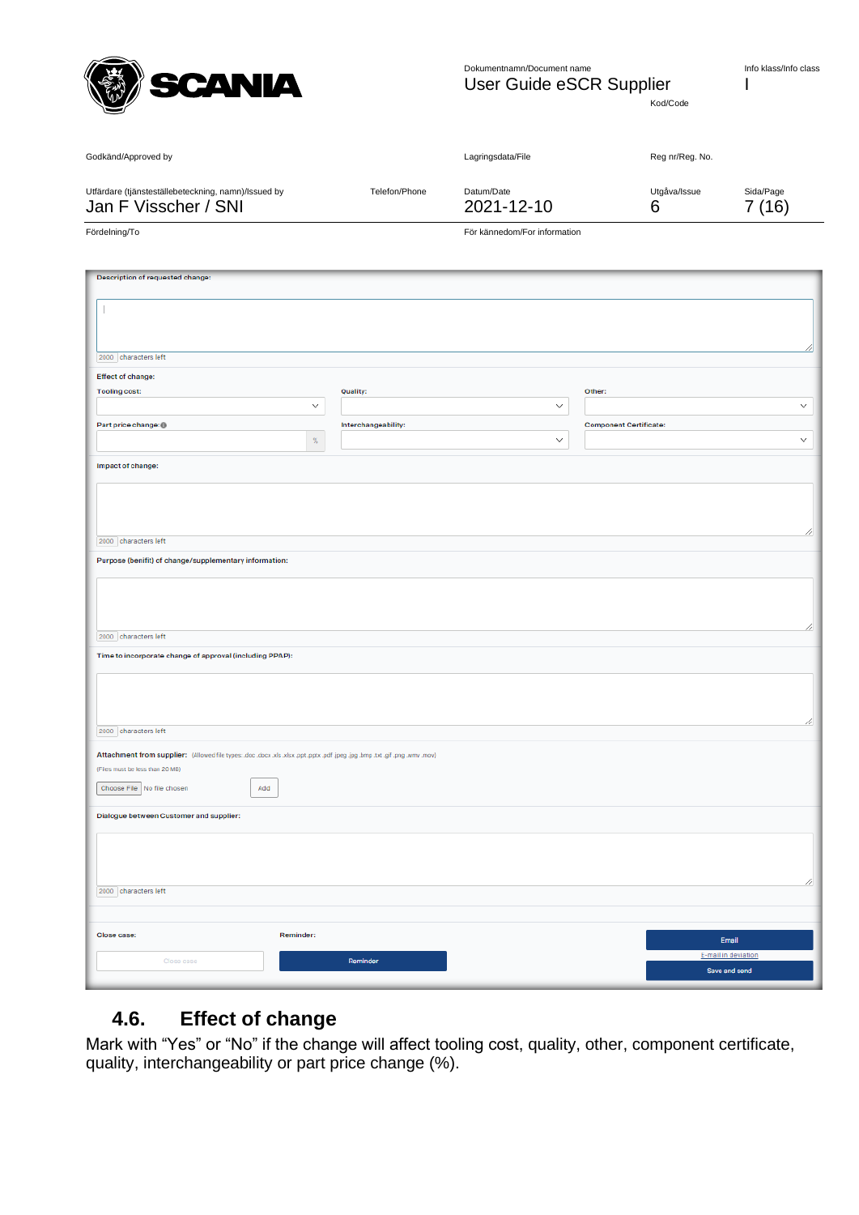Description of requested change:

2000 characters left

Effect of change:

Tooling cost:

Quality:

Other:

Part price change:

%

Interchangeability:

Component Certificate:

Impact of change:

2000 characters left

Purpose (benifit) of change/supplementary information:

2000 characters left

Time to incorporate change of approval (including PPAP):

2000 characters left

Attachment from supplier: (Allowed file types: .doc .docx .xls .xlsx .ppt .pptx .pdf .jpeg .jpg .bmp .txt .gif .png .wmv .mov)

(Files must be less than 20 MB)

Choose File No file chosen Add

Dialogue between Customer and supplier:

2000 characters left

Close case: Close case

Reminder: Reminder

Email

E-mail in deviation

Save and send

## 4.6. Effect of change

Mark with “Yes” or “No” if the change will affect tooling cost, quality, other, component certificate, quality, interchangeability or part price change (%).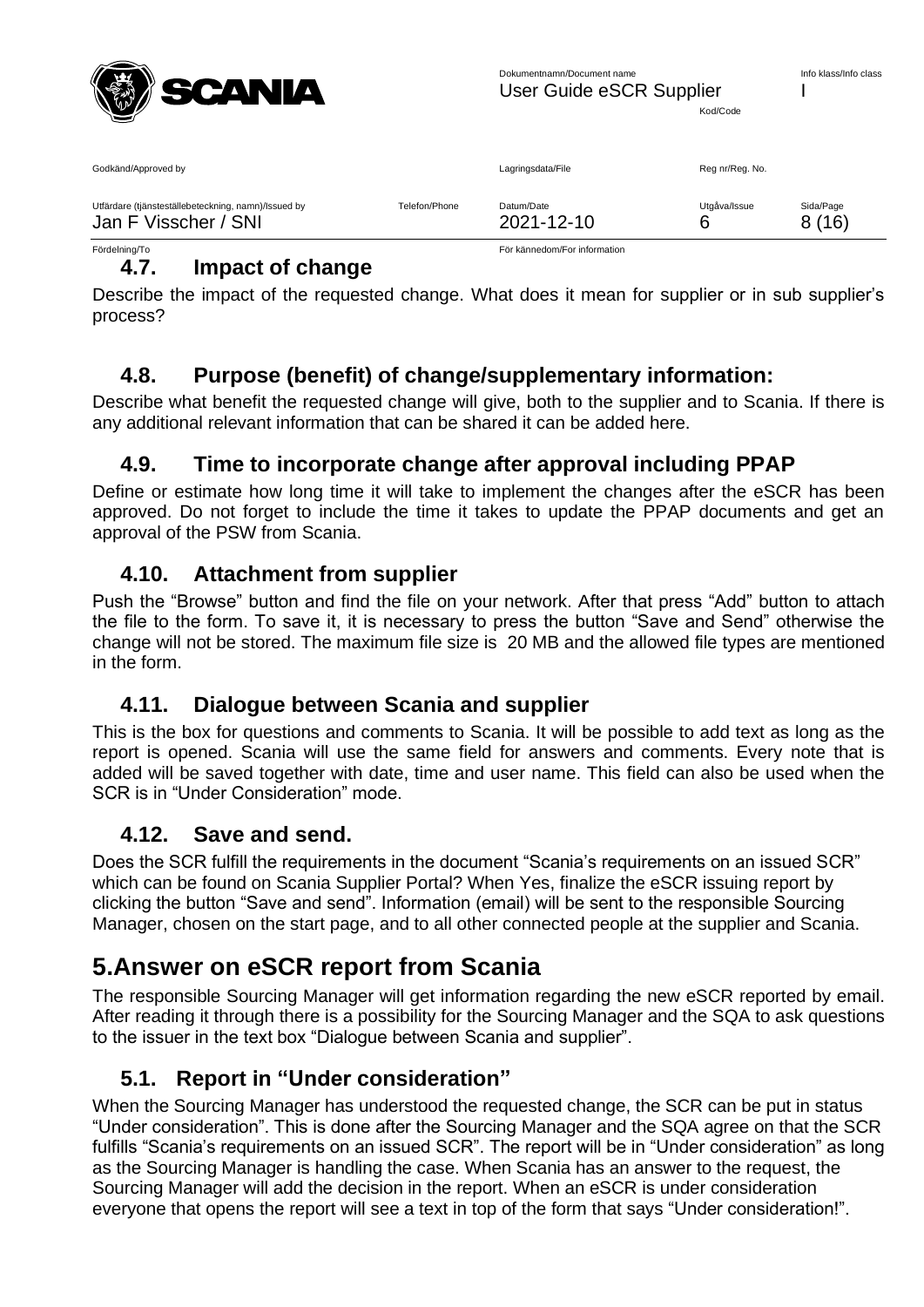## 4.7. Impact of change

Describe the impact of the requested change. What does it mean for supplier or in sub supplier's process?

## 4.8. Purpose (benefit) of change/supplementary information:

Describe what benefit the requested change will give, both to the supplier and to Scania. If there is any additional relevant information that can be shared it can be added here.

## 4.9. Time to incorporate change after approval including PPAP

Define or estimate how long time it will take to implement the changes after the eSCR has been approved. Do not forget to include the time it takes to update the PPAP documents and get an approval of the PSW from Scania.

## 4.10. Attachment from supplier

Push the "Browse" button and find the file on your network. After that press "Add" button to attach the file to the form. To save it, it is necessary to press the button "Save and Send" otherwise the change will not be stored. The maximum file size is 20 MB and the allowed file types are mentioned in the form.

## 4.11. Dialogue between Scania and supplier

This is the box for questions and comments to Scania. It will be possible to add text as long as the report is opened. Scania will use the same field for answers and comments. Every note that is added will be saved together with date, time and user name. This field can also be used when the SCR is in "Under Consideration" mode.

## 4.12. Save and send.

Does the SCR fulfill the requirements in the document "Scania's requirements on an issued SCR" which can be found on Scania Supplier Portal? When Yes, finalize the eSCR issuing report by clicking the button "Save and send". Information (email) will be sent to the responsible Sourcing Manager, chosen on the start page, and to all other connected people at the supplier and Scania.

# 5. Answer on eSCR report from Scania

The responsible Sourcing Manager will get information regarding the new eSCR reported by email. After reading it through there is a possibility for the Sourcing Manager and the SQA to ask questions to the issuer in the text box "Dialogue between Scania and supplier".

## 5.1. Report in "Under consideration"

When the Sourcing Manager has understood the requested change, the SCR can be put in status "Under consideration". This is done after the Sourcing Manager and the SQA agree on that the SCR fulfills "Scania's requirements on an issued SCR". The report will be in "Under consideration" as long as the Sourcing Manager is handling the case. When Scania has an answer to the request, the Sourcing Manager will add the decision in the report. When an eSCR is under consideration everyone that opens the report will see a text in top of the form that says "Under consideration!".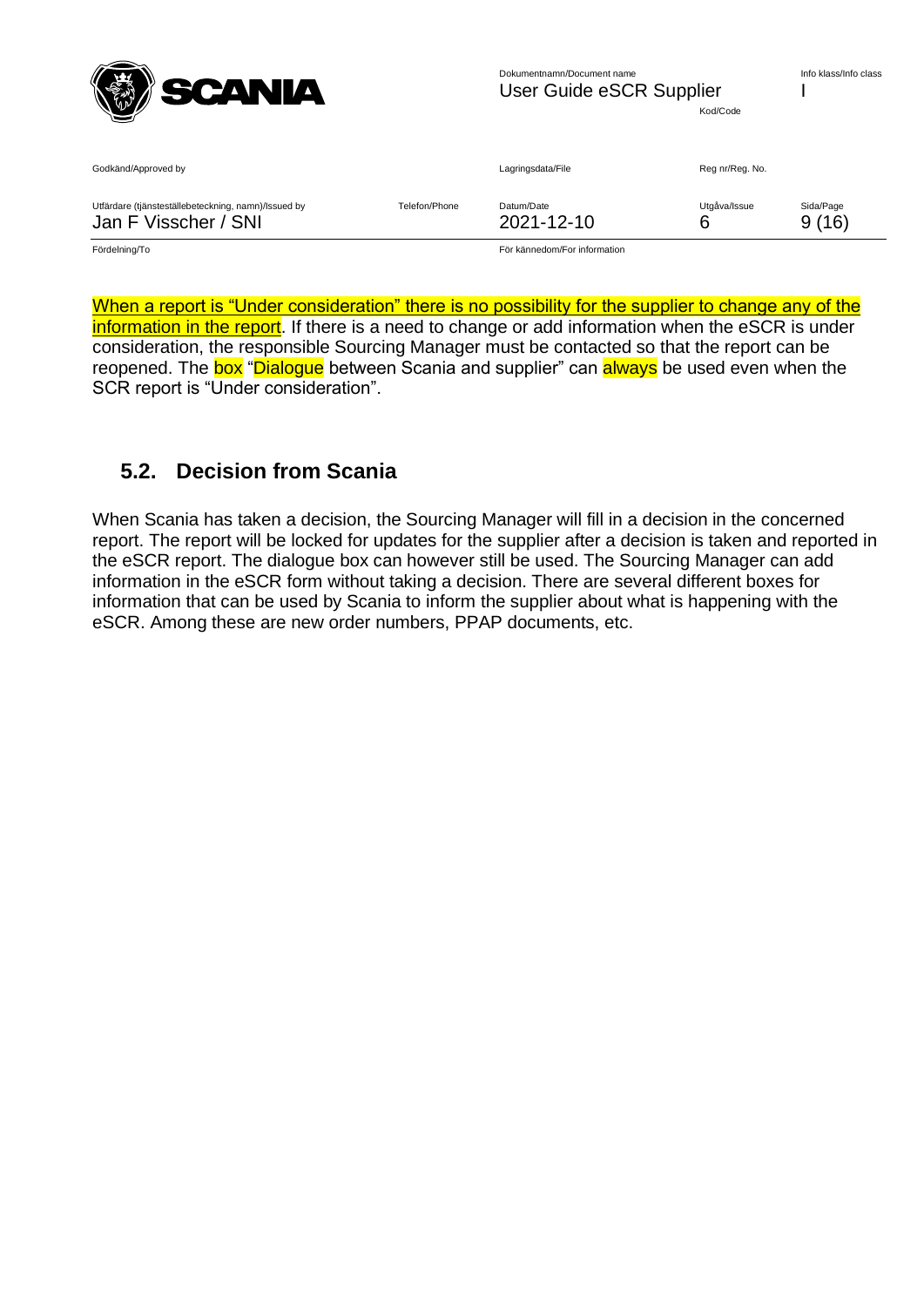When a report is “Under consideration” there is no possibility for the supplier to change any of the information in the report. If there is a need to change or add information when the eSCR is under consideration, the responsible Sourcing Manager must be contacted so that the report can be reopened. The box “Dialogue between Scania and supplier” can always be used even when the SCR report is “Under consideration”.

## 5.2. Decision from Scania

When Scania has taken a decision, the Sourcing Manager will fill in a decision in the concerned report. The report will be locked for updates for the supplier after a decision is taken and reported in the eSCR report. The dialogue box can however still be used. The Sourcing Manager can add information in the eSCR form without taking a decision. There are several different boxes for information that can be used by Scania to inform the supplier about what is happening with the eSCR. Among these are new order numbers, PPAP documents, etc.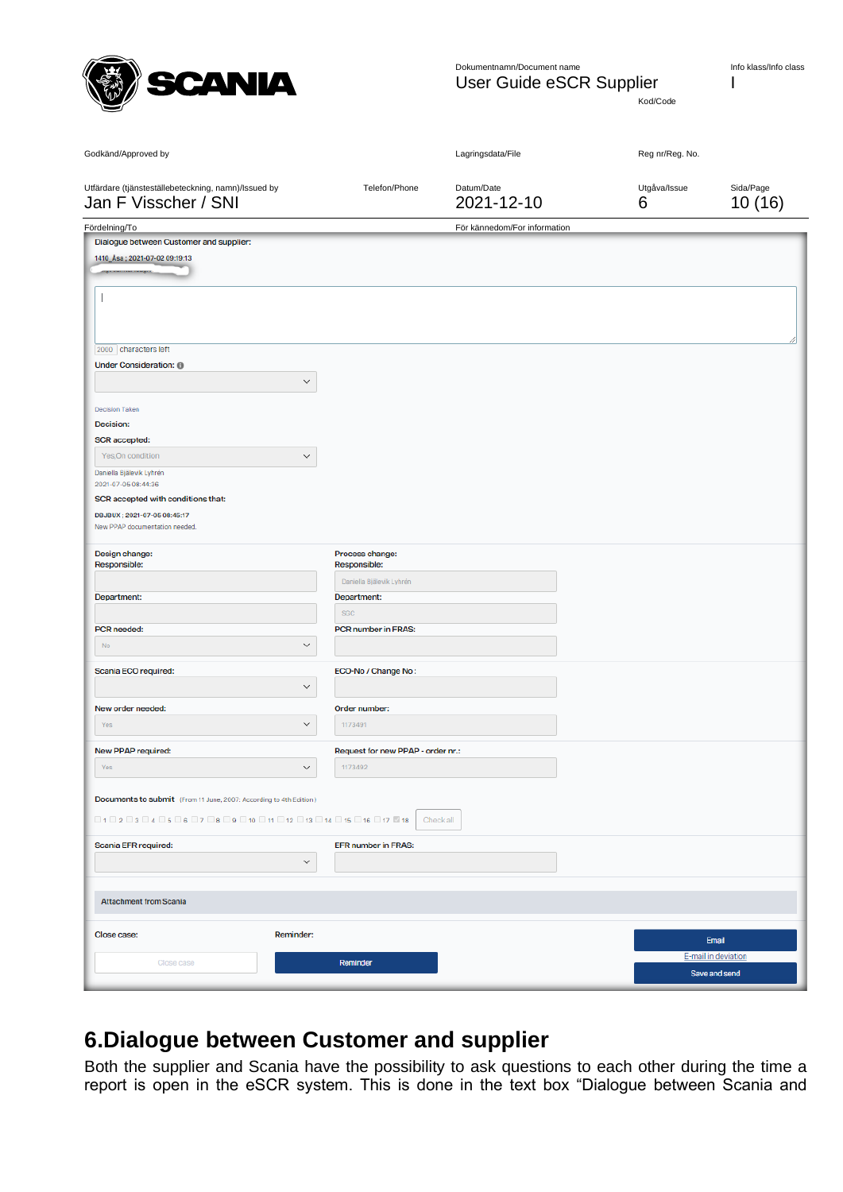Dialogue between Customer and supplier:

1410_Åsa ; 2021-07-02 09:19:13

2000 characters left

Under Consideration:

Decision Taken

Decision:

SCR accepted:

Yes.On condition

Daniella Bjälevik Lyhrén

2021-07-05 08:44:36

SCR accepted with conditions that:

DBJBUX ; 2021-07-05 08:45:17

New PPAP documentation needed.

| Design change: | Process change: |
|---|---|
| Responsible: | Responsible: Daniella Bjälevik Lyhrén |
| Department: | Department: SGC |
| PCR needed: No | PCR number in FRAS: |
| Scania ECO required: | ECO-No / Change No: |
| New order needed: Yes | Order number: 1173491 |
| New PPAP required: Yes | Request for new PPAP - order nr.: 1173492 |

Documents to submit (From 11 June, 2007: According to 4th Edition)

1 2 3 4 5 6 7 8 9 10 11 12 13 14 15 16 17 18 Check all

| Scania EFR required: | EFR number in FRAS: |
|---|---|

Attachment from Scania

Close case: Close case

Reminder: Reminder

Email

E-mail in deviation

Save and send

# 6.Dialogue between Customer and supplier

Both the supplier and Scania have the possibility to ask questions to each other during the time a report is open in the eSCR system. This is done in the text box "Dialogue between Scania and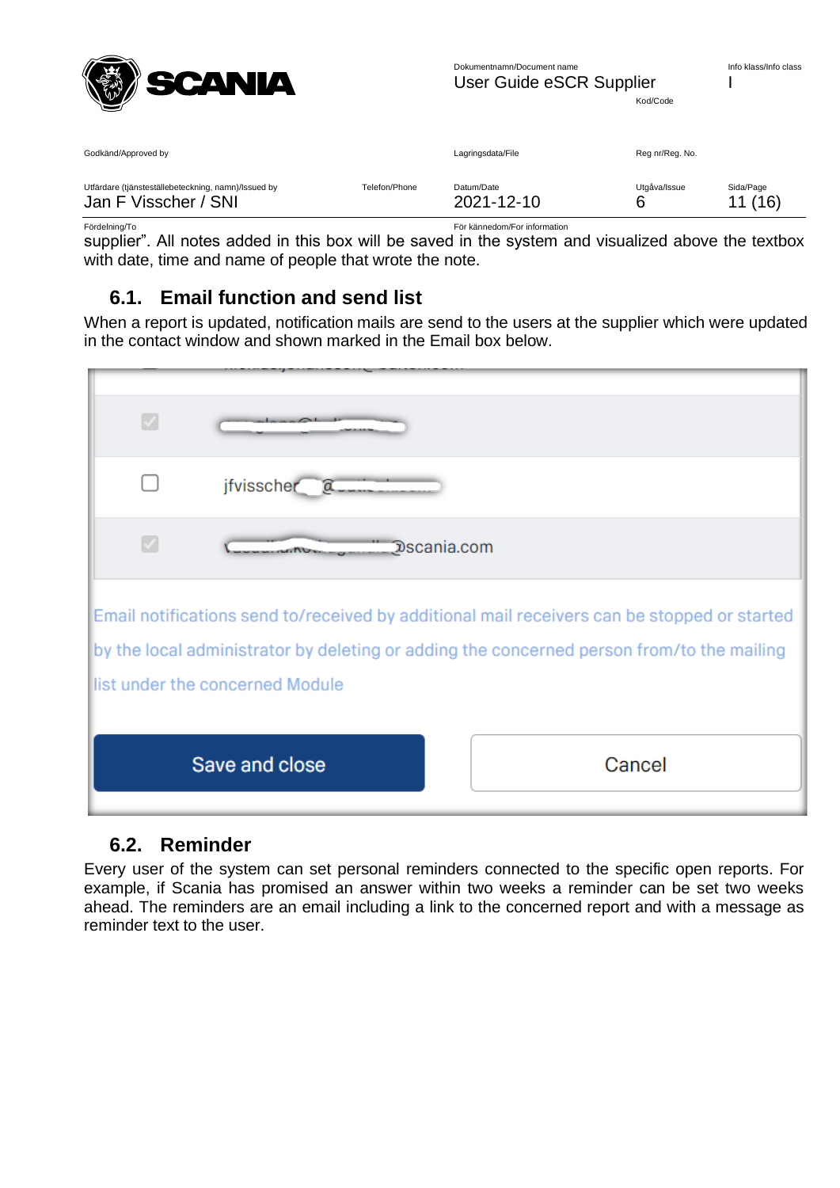supplier”. All notes added in this box will be saved in the system and visualized above the textbox with date, time and name of people that wrote the note.

## 6.1. Email function and send list

When a report is updated, notification mails are send to the users at the supplier which were updated in the contact window and shown marked in the Email box below.

☑ [redacted]

☐ jfvisscher[redacted]

☑ [redacted]@scania.com

Email notifications send to/received by additional mail receivers can be stopped or started by the local administrator by deleting or adding the concerned person from/to the mailing list under the concerned Module

Save and close | Cancel

## 6.2. Reminder

Every user of the system can set personal reminders connected to the specific open reports. For example, if Scania has promised an answer within two weeks a reminder can be set two weeks ahead. The reminders are an email including a link to the concerned report and with a message as reminder text to the user.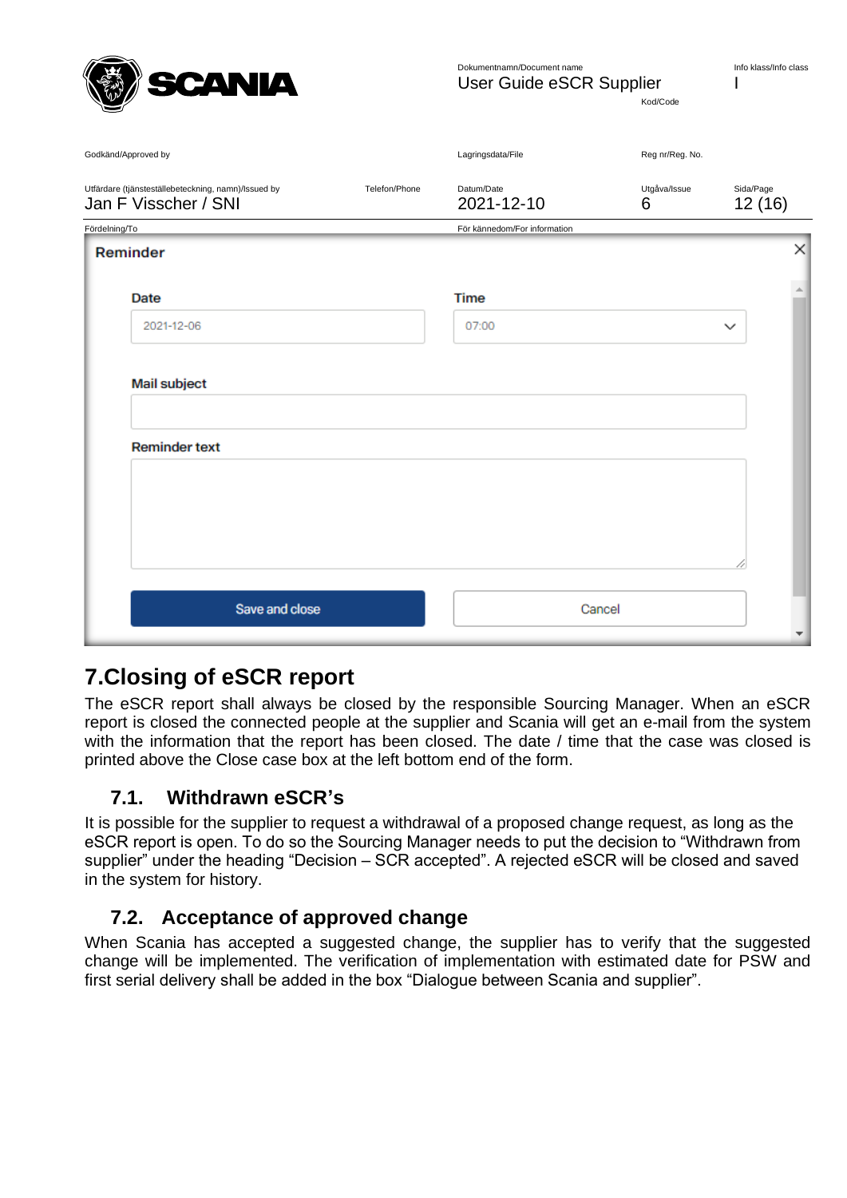**Reminder**

Date: 2021-12-06

Time: 07:00

Mail subject

Reminder text

Save and close | Cancel

# 7.Closing of eSCR report

The eSCR report shall always be closed by the responsible Sourcing Manager. When an eSCR report is closed the connected people at the supplier and Scania will get an e-mail from the system with the information that the report has been closed. The date / time that the case was closed is printed above the Close case box at the left bottom end of the form.

## 7.1. Withdrawn eSCR's

It is possible for the supplier to request a withdrawal of a proposed change request, as long as the eSCR report is open. To do so the Sourcing Manager needs to put the decision to "Withdrawn from supplier" under the heading "Decision – SCR accepted". A rejected eSCR will be closed and saved in the system for history.

## 7.2. Acceptance of approved change

When Scania has accepted a suggested change, the supplier has to verify that the suggested change will be implemented. The verification of implementation with estimated date for PSW and first serial delivery shall be added in the box "Dialogue between Scania and supplier".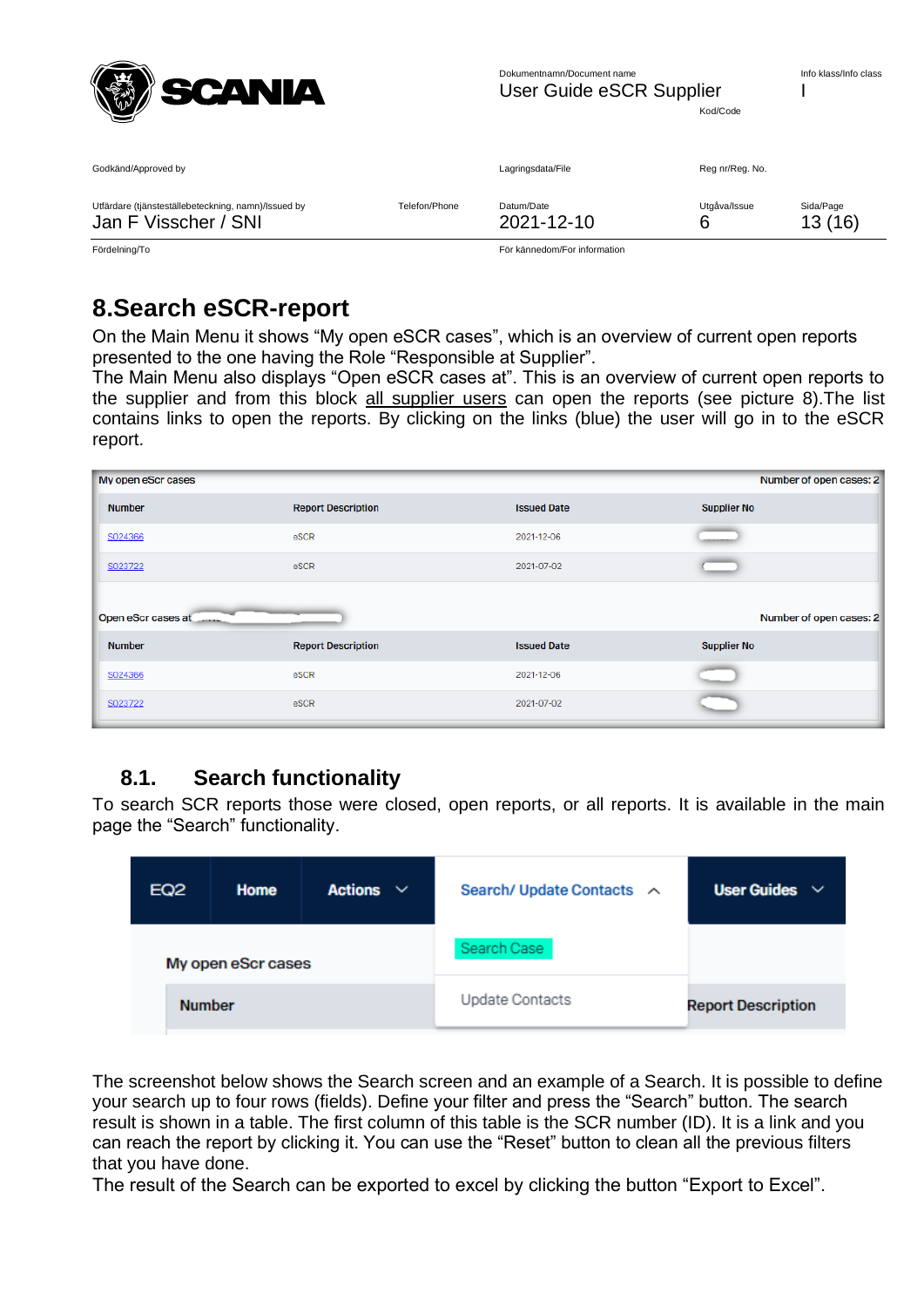# 8.Search eSCR-report

On the Main Menu it shows “My open eSCR cases”, which is an overview of current open reports presented to the one having the Role “Responsible at Supplier”.
The Main Menu also displays “Open eSCR cases at”. This is an overview of current open reports to the supplier and from this block all supplier users can open the reports (see picture 8).The list contains links to open the reports. By clicking on the links (blue) the user will go in to the eSCR report.

My open eScr cases — Number of open cases: 2

| Number | Report Description | Issued Date | Supplier No |
|---|---|---|---|
| S024366 | eSCR | 2021-12-06 | |
| S023722 | eSCR | 2021-07-02 | |

Open eScr cases at — Number of open cases: 2

| Number | Report Description | Issued Date | Supplier No |
|---|---|---|---|
| S024366 | eSCR | 2021-12-06 | |
| S023722 | eSCR | 2021-07-02 | |

## 8.1. Search functionality

To search SCR reports those were closed, open reports, or all reports. It is available in the main page the “Search” functionality.

EQ2 | Home | Actions | Search/ Update Contacts | User Guides

- Search Case
- Update Contacts

My open eScr cases

| Number | Report Description |
|---|---|

The screenshot below shows the Search screen and an example of a Search. It is possible to define your search up to four rows (fields). Define your filter and press the “Search” button. The search result is shown in a table. The first column of this table is the SCR number (ID). It is a link and you can reach the report by clicking it. You can use the “Reset” button to clean all the previous filters that you have done.
The result of the Search can be exported to excel by clicking the button “Export to Excel”.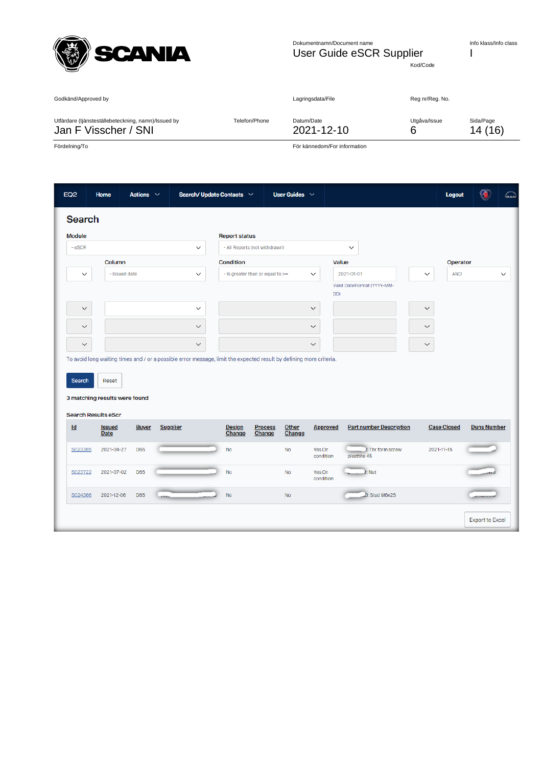| Godkänd/Approved by | | Lagringsdata/File | Reg nr/Reg. No. | |
|---|---|---|---|---|
| Utfärdare (tjänsteställebeteckning, namn)/Issued by | Telefon/Phone | Datum/Date | Utgåva/Issue | Sida/Page |
| Jan F Visscher / SNI | | 2021-12-10 | 6 | 14 (16) |
| Fördelning/To | | För kännedom/For information | | |

Dokumentnamn/Document name: User Guide eSCR Supplier

Kod/Code

Info klass/Info class: I

EQ2 | Home | Actions | Search/ Update Contacts | User Guides | Logout

## Search

**Module:** - eSCR

**Report status:** - All Reports (not withdrawn)

| | Column | Condition | Value | | Operator |
|---|---|---|---|---|---|
| | - Issued date | - Is greater than or equal to >= | 2021-01-01 | | AND |

Valid DateFormat (YYYY-MM-DD)

To avoid long waiting times and / or a possible error message, limit the expected result by defining more criteria.

Search | Reset

**3 matching results were found**

**Search Results eScr**

| Id | Issued Date | Buyer | Supplier | Design Change | Process Change | Other Change | Approved | Part number Description | Case Closed | Duns Number |
|---|---|---|---|---|---|---|---|---|---|---|
| S023385 | 2021-04-27 | D65 | | No | | No | Yes,On condition | : Thr form screw plastite 45 | 2021-11-15 | |
| S023722 | 2021-07-02 | D65 | | No | | No | Yes,On condition | : Nut | | |
| S024366 | 2021-12-06 | D65 | | No | | No | | : Stud M6x25 | | |

Export to Excel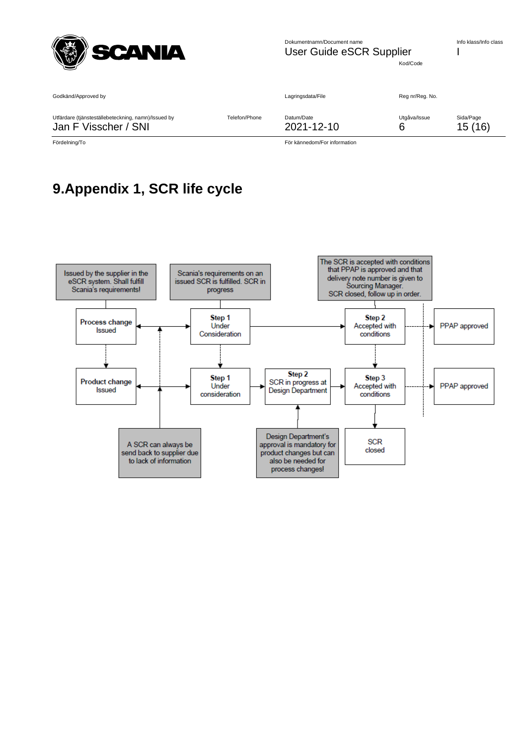# 9. Appendix 1, SCR life cycle

Issued by the supplier in the eSCR system. Shall fulfill Scania's requirements!

Scania's requirements on an issued SCR is fulfilled. SCR in progress

The SCR is accepted with conditions that PPAP is approved and that delivery note number is given to Sourcing Manager. SCR closed, follow up in order.

**Process change** Issued

**Step 1** Under Consideration

**Step 2** Accepted with conditions

PPAP approved

**Product change** Issued

**Step 1** Under consideration

**Step 2** SCR in progress at Design Department

**Step 3** Accepted with conditions

PPAP approved

A SCR can always be send back to supplier due to lack of information

Design Department's approval is mandatory for product changes but can also be needed for process changes!

SCR closed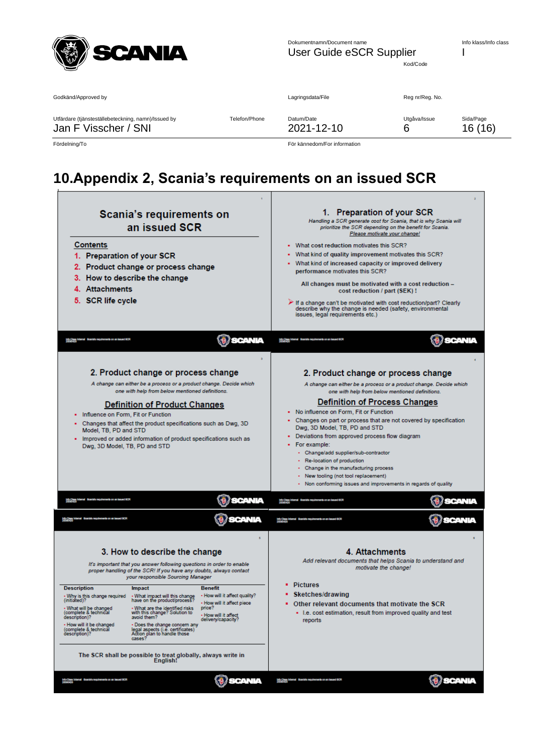# 10.Appendix 2, Scania's requirements on an issued SCR

## Scania's requirements on an issued SCR

**Contents**

1. Preparation of your SCR
2. Product change or process change
3. How to describe the change
4. Attachments
5. SCR life cycle

## 1. Preparation of your SCR

*Handling a SCR generate cost for Scania, that is why Scania will prioritize the SCR depending on the benefit for Scania.*
*Please motivate your change!*

- What cost reduction motivates this SCR?
- What kind of quality improvement motivates this SCR?
- What kind of increased capacity or improved delivery performance motivates this SCR?

**All changes must be motivated with a cost reduction – cost reduction / part (SEK) !**

➤ If a change can't be motivated with cost reduction/part? Clearly describe why the change is needed (safety, environmental issues, legal requirements etc.)

## 2. Product change or process change

*A change can either be a process or a product change. Decide which one with help from below mentioned definitions.*

### Definition of Product Changes

- Influence on Form, Fit or Function
- Changes that affect the product specifications such as Dwg, 3D Model, TB, PD and STD
- Improved or added information of product specifications such as Dwg, 3D Model, TB, PD and STD

## 2. Product change or process change

*A change can either be a process or a product change. Decide which one with help from below mentioned definitions.*

### Definition of Process Changes

- No influence on Form, Fit or Function
- Changes on part or process that are not covered by specification Dwg, 3D Model, TB, PD and STD
- Deviations from approved process flow diagram
- For example:
  - Change/add supplier/sub-contractor
  - Re-location of production
  - Change in the manufacturing process
  - New tooling (not tool replacement)
  - Non conforming issues and improvements in regards of quality

## 3. How to describe the change

*It's important that you answer following questions in order to enable proper handling of the SCR! If you have any doubts, always contact your responsible Sourcing Manager*

| Description | Impact | Benefit |
|---|---|---|
| - Why is this change required (initiated)?<br>- What will be changed (complete & technical description)?<br>- How will it be changed (complete & technical description)? | - What impact will this change have on the product/process?<br>- What are the identified risks with this change? Solution to avoid them?<br>- Does the change concern any legal aspects (i.e. certificates) Action plan to handle those cases? | - How will it affect quality?<br>- How will it affect piece price?<br>- How will it affect delivery/capacity? |

**The SCR shall be possible to treat globally, always write in English!**

## 4. Attachments

*Add relevant documents that helps Scania to understand and motivate the change!*

- Pictures
- Sketches/drawing
- Other relevant documents that motivate the SCR
  - I.e. cost estimation, result from improved quality and test reports